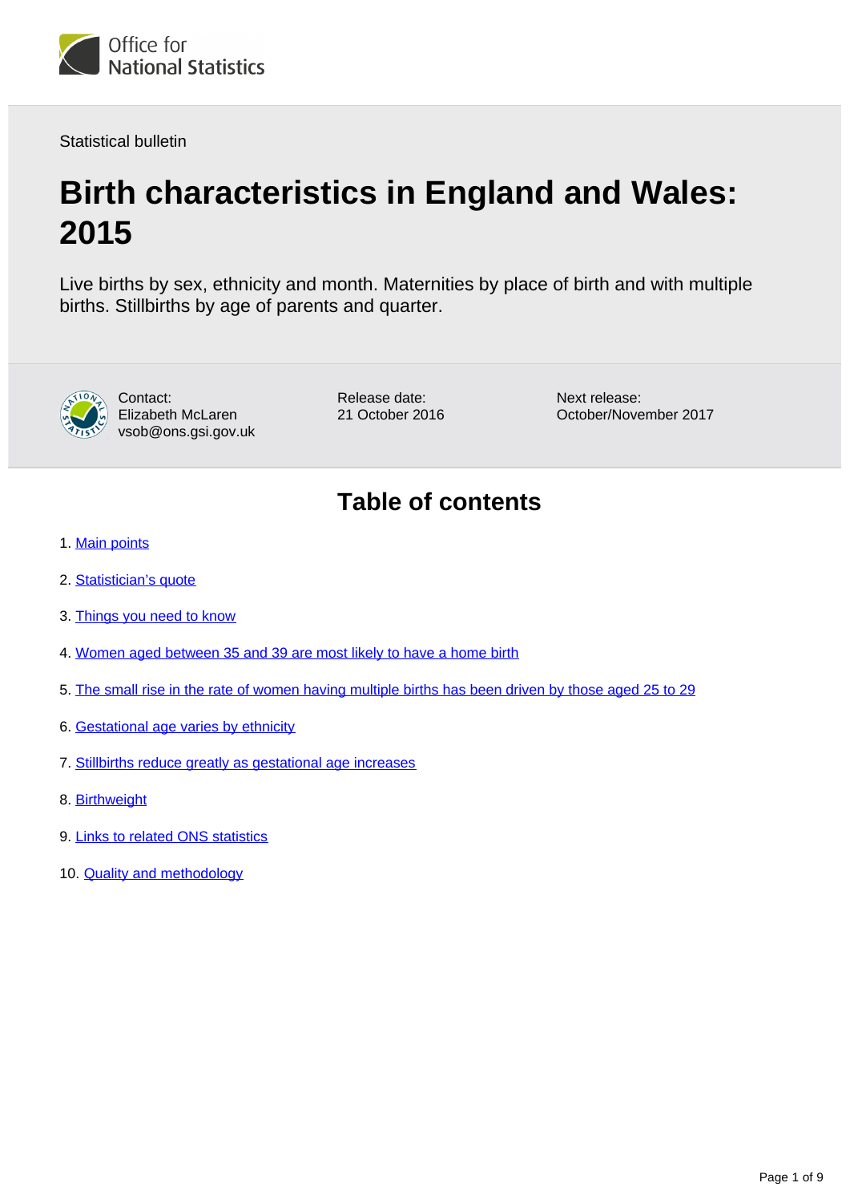Office for National Statistics

Statistical bulletin

# Birth characteristics in England and Wales: 2015

Live births by sex, ethnicity and month. Maternities by place of birth and with multiple births. Stillbirths by age of parents and quarter.

Contact:
Elizabeth McLaren
vsob@ons.gsi.gov.uk

Release date:
21 October 2016

Next release:
October/November 2017

## Table of contents

1. Main points
2. Statistician's quote
3. Things you need to know
4. Women aged between 35 and 39 are most likely to have a home birth
5. The small rise in the rate of women having multiple births has been driven by those aged 25 to 29
6. Gestational age varies by ethnicity
7. Stillbirths reduce greatly as gestational age increases
8. Birthweight
9. Links to related ONS statistics
10. Quality and methodology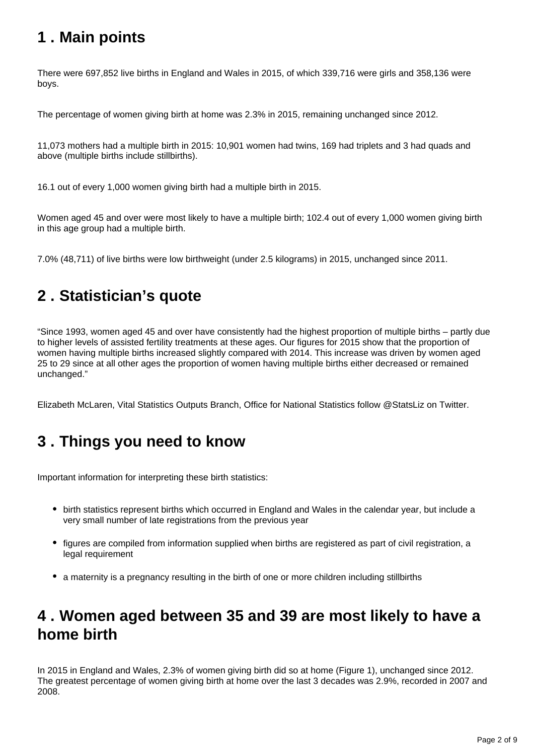## 1 . Main points

There were 697,852 live births in England and Wales in 2015, of which 339,716 were girls and 358,136 were boys.

The percentage of women giving birth at home was 2.3% in 2015, remaining unchanged since 2012.

11,073 mothers had a multiple birth in 2015: 10,901 women had twins, 169 had triplets and 3 had quads and above (multiple births include stillbirths).

16.1 out of every 1,000 women giving birth had a multiple birth in 2015.

Women aged 45 and over were most likely to have a multiple birth; 102.4 out of every 1,000 women giving birth in this age group had a multiple birth.

7.0% (48,711) of live births were low birthweight (under 2.5 kilograms) in 2015, unchanged since 2011.

## 2 . Statistician's quote

"Since 1993, women aged 45 and over have consistently had the highest proportion of multiple births – partly due to higher levels of assisted fertility treatments at these ages. Our figures for 2015 show that the proportion of women having multiple births increased slightly compared with 2014. This increase was driven by women aged 25 to 29 since at all other ages the proportion of women having multiple births either decreased or remained unchanged."

Elizabeth McLaren, Vital Statistics Outputs Branch, Office for National Statistics follow @StatsLiz on Twitter.

## 3 . Things you need to know

Important information for interpreting these birth statistics:

- birth statistics represent births which occurred in England and Wales in the calendar year, but include a very small number of late registrations from the previous year
- figures are compiled from information supplied when births are registered as part of civil registration, a legal requirement
- a maternity is a pregnancy resulting in the birth of one or more children including stillbirths

## 4 . Women aged between 35 and 39 are most likely to have a home birth

In 2015 in England and Wales, 2.3% of women giving birth did so at home (Figure 1), unchanged since 2012. The greatest percentage of women giving birth at home over the last 3 decades was 2.9%, recorded in 2007 and 2008.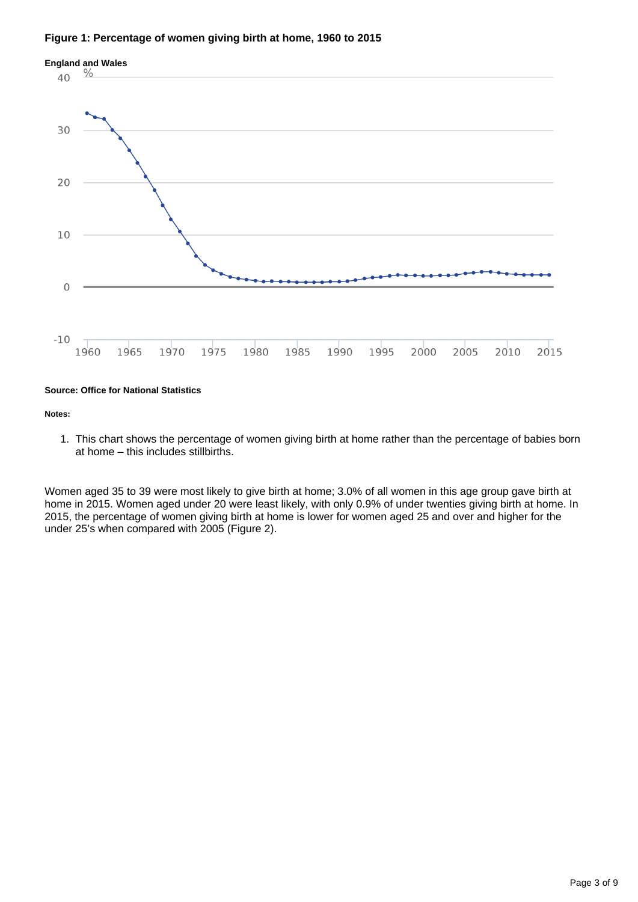**Figure 1: Percentage of women giving birth at home, 1960 to 2015**

**England and Wales**

**Source: Office for National Statistics**

**Notes:**

1. This chart shows the percentage of women giving birth at home rather than the percentage of babies born at home – this includes stillbirths.

Women aged 35 to 39 were most likely to give birth at home; 3.0% of all women in this age group gave birth at home in 2015. Women aged under 20 were least likely, with only 0.9% of under twenties giving birth at home. In 2015, the percentage of women giving birth at home is lower for women aged 25 and over and higher for the under 25's when compared with 2005 (Figure 2).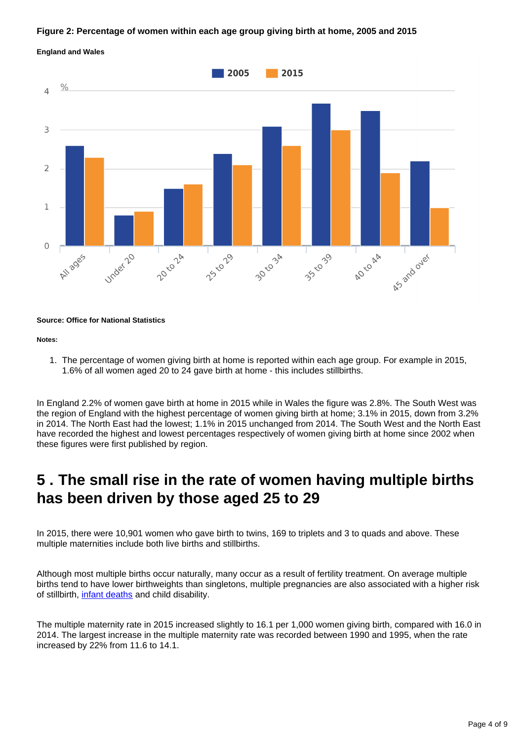**Figure 2: Percentage of women within each age group giving birth at home, 2005 and 2015**

**England and Wales**

**Source: Office for National Statistics**

**Notes:**

1. The percentage of women giving birth at home is reported within each age group. For example in 2015, 1.6% of all women aged 20 to 24 gave birth at home - this includes stillbirths.

In England 2.2% of women gave birth at home in 2015 while in Wales the figure was 2.8%. The South West was the region of England with the highest percentage of women giving birth at home; 3.1% in 2015, down from 3.2% in 2014. The North East had the lowest; 1.1% in 2015 unchanged from 2014. The South West and the North East have recorded the highest and lowest percentages respectively of women giving birth at home since 2002 when these figures were first published by region.

## 5 . The small rise in the rate of women having multiple births has been driven by those aged 25 to 29

In 2015, there were 10,901 women who gave birth to twins, 169 to triplets and 3 to quads and above. These multiple maternities include both live births and stillbirths.

Although most multiple births occur naturally, many occur as a result of fertility treatment. On average multiple births tend to have lower birthweights than singletons, multiple pregnancies are also associated with a higher risk of stillbirth, infant deaths and child disability.

The multiple maternity rate in 2015 increased slightly to 16.1 per 1,000 women giving birth, compared with 16.0 in 2014. The largest increase in the multiple maternity rate was recorded between 1990 and 1995, when the rate increased by 22% from 11.6 to 14.1.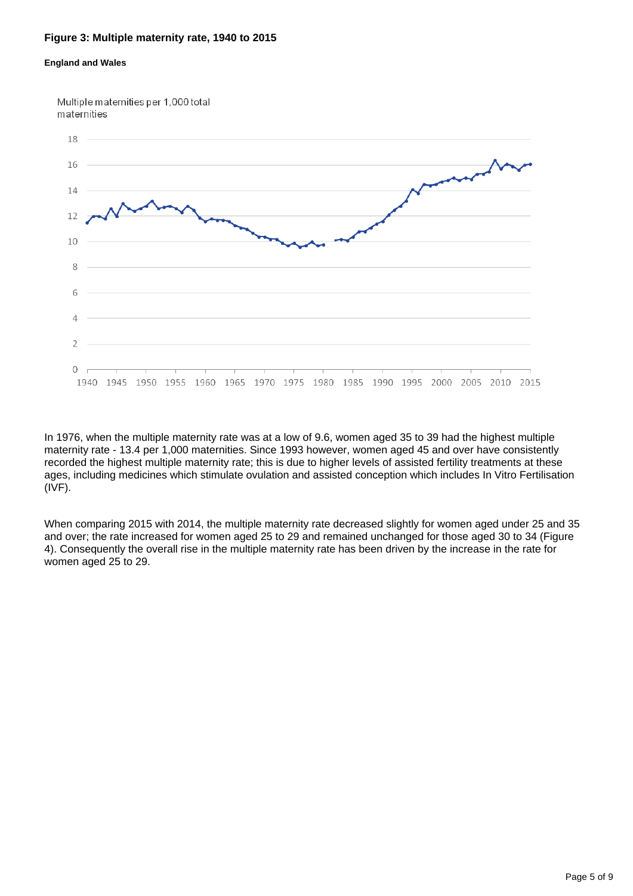**Figure 3: Multiple maternity rate, 1940 to 2015**

**England and Wales**

In 1976, when the multiple maternity rate was at a low of 9.6, women aged 35 to 39 had the highest multiple maternity rate - 13.4 per 1,000 maternities. Since 1993 however, women aged 45 and over have consistently recorded the highest multiple maternity rate; this is due to higher levels of assisted fertility treatments at these ages, including medicines which stimulate ovulation and assisted conception which includes In Vitro Fertilisation (IVF).

When comparing 2015 with 2014, the multiple maternity rate decreased slightly for women aged under 25 and 35 and over; the rate increased for women aged 25 to 29 and remained unchanged for those aged 30 to 34 (Figure 4). Consequently the overall rise in the multiple maternity rate has been driven by the increase in the rate for women aged 25 to 29.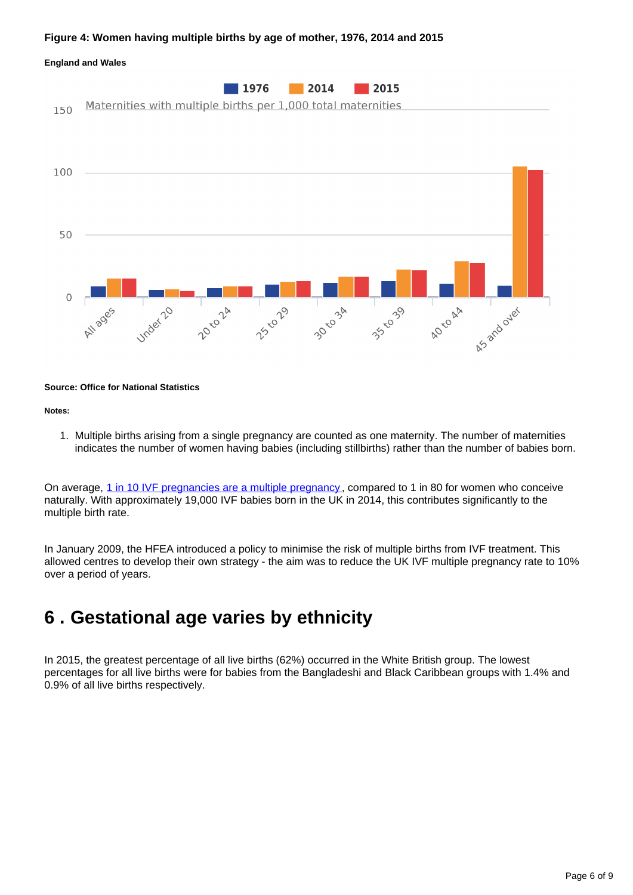**Figure 4: Women having multiple births by age of mother, 1976, 2014 and 2015**

**England and Wales**

**Source: Office for National Statistics**

**Notes:**

1. Multiple births arising from a single pregnancy are counted as one maternity. The number of maternities indicates the number of women having babies (including stillbirths) rather than the number of babies born.

On average, 1 in 10 IVF pregnancies are a multiple pregnancy, compared to 1 in 80 for women who conceive naturally. With approximately 19,000 IVF babies born in the UK in 2014, this contributes significantly to the multiple birth rate.

In January 2009, the HFEA introduced a policy to minimise the risk of multiple births from IVF treatment. This allowed centres to develop their own strategy - the aim was to reduce the UK IVF multiple pregnancy rate to 10% over a period of years.

# 6 . Gestational age varies by ethnicity

In 2015, the greatest percentage of all live births (62%) occurred in the White British group. The lowest percentages for all live births were for babies from the Bangladeshi and Black Caribbean groups with 1.4% and 0.9% of all live births respectively.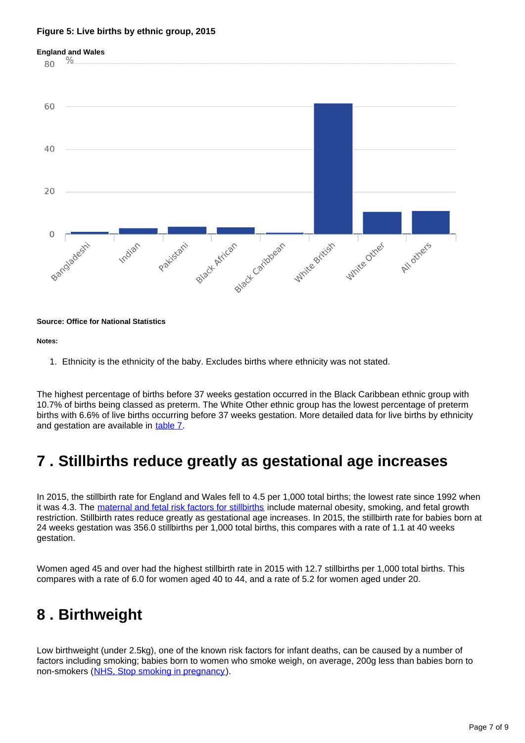**Figure 5: Live births by ethnic group, 2015**

**England and Wales**

**Source: Office for National Statistics**

**Notes:**

1. Ethnicity is the ethnicity of the baby. Excludes births where ethnicity was not stated.

The highest percentage of births before 37 weeks gestation occurred in the Black Caribbean ethnic group with 10.7% of births being classed as preterm. The White Other ethnic group has the lowest percentage of preterm births with 6.6% of live births occurring before 37 weeks gestation. More detailed data for live births by ethnicity and gestation are available in table 7.

# 7 . Stillbirths reduce greatly as gestational age increases

In 2015, the stillbirth rate for England and Wales fell to 4.5 per 1,000 total births; the lowest rate since 1992 when it was 4.3. The maternal and fetal risk factors for stillbirths include maternal obesity, smoking, and fetal growth restriction. Stillbirth rates reduce greatly as gestational age increases. In 2015, the stillbirth rate for babies born at 24 weeks gestation was 356.0 stillbirths per 1,000 total births, this compares with a rate of 1.1 at 40 weeks gestation.

Women aged 45 and over had the highest stillbirth rate in 2015 with 12.7 stillbirths per 1,000 total births. This compares with a rate of 6.0 for women aged 40 to 44, and a rate of 5.2 for women aged under 20.

# 8 . Birthweight

Low birthweight (under 2.5kg), one of the known risk factors for infant deaths, can be caused by a number of factors including smoking; babies born to women who smoke weigh, on average, 200g less than babies born to non-smokers (NHS, Stop smoking in pregnancy).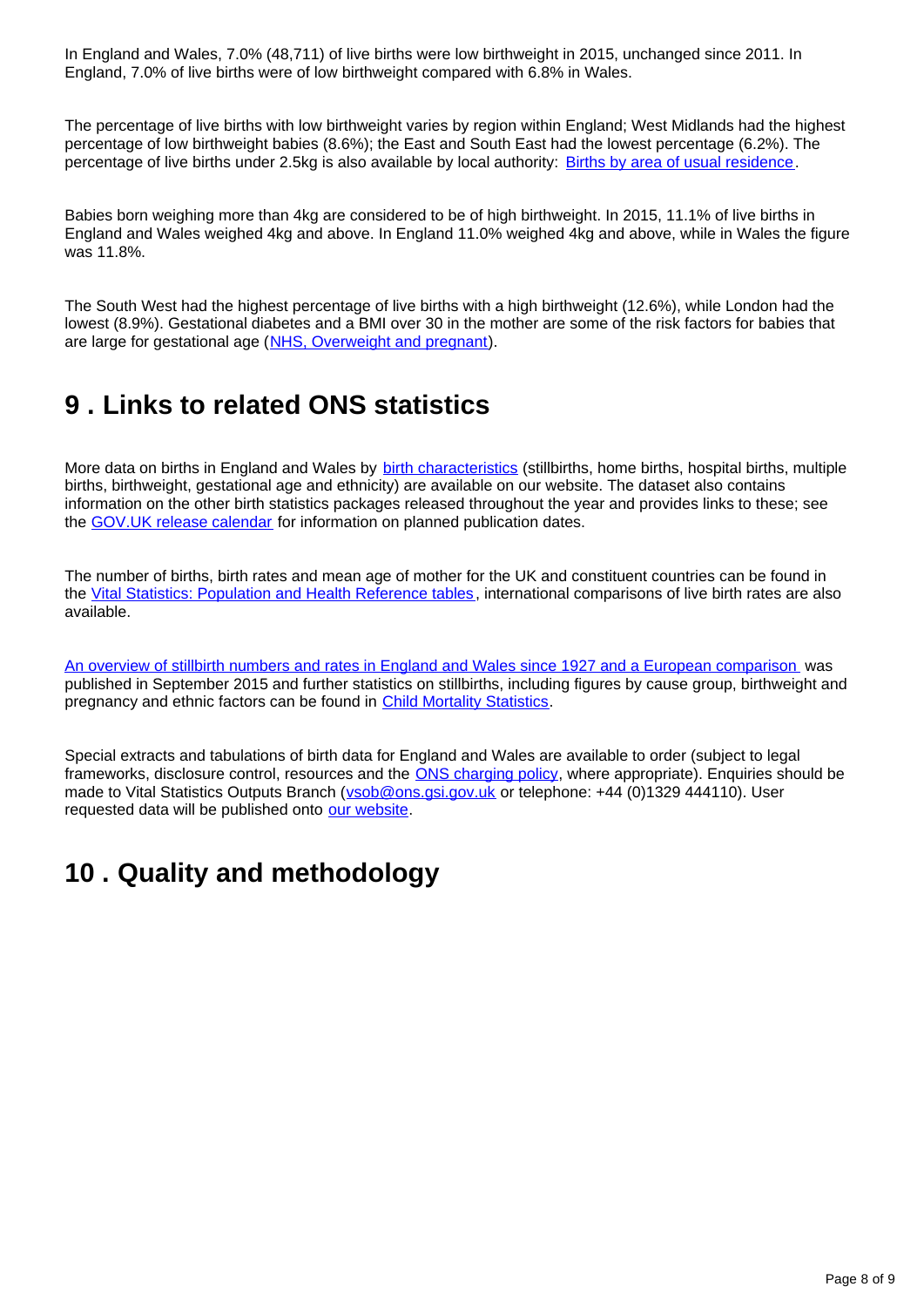In England and Wales, 7.0% (48,711) of live births were low birthweight in 2015, unchanged since 2011. In England, 7.0% of live births were of low birthweight compared with 6.8% in Wales.

The percentage of live births with low birthweight varies by region within England; West Midlands had the highest percentage of low birthweight babies (8.6%); the East and South East had the lowest percentage (6.2%). The percentage of live births under 2.5kg is also available by local authority: [Births by area of usual residence](#).

Babies born weighing more than 4kg are considered to be of high birthweight. In 2015, 11.1% of live births in England and Wales weighed 4kg and above. In England 11.0% weighed 4kg and above, while in Wales the figure was 11.8%.

The South West had the highest percentage of live births with a high birthweight (12.6%), while London had the lowest (8.9%). Gestational diabetes and a BMI over 30 in the mother are some of the risk factors for babies that are large for gestational age ([NHS, Overweight and pregnant](#)).

## 9 . Links to related ONS statistics

More data on births in England and Wales by [birth characteristics](#) (stillbirths, home births, hospital births, multiple births, birthweight, gestational age and ethnicity) are available on our website. The dataset also contains information on the other birth statistics packages released throughout the year and provides links to these; see the [GOV.UK release calendar](#) for information on planned publication dates.

The number of births, birth rates and mean age of mother for the UK and constituent countries can be found in the [Vital Statistics: Population and Health Reference tables](#), international comparisons of live birth rates are also available.

[An overview of stillbirth numbers and rates in England and Wales since 1927 and a European comparison](#) was published in September 2015 and further statistics on stillbirths, including figures by cause group, birthweight and pregnancy and ethnic factors can be found in [Child Mortality Statistics](#).

Special extracts and tabulations of birth data for England and Wales are available to order (subject to legal frameworks, disclosure control, resources and the [ONS charging policy](#), where appropriate). Enquiries should be made to Vital Statistics Outputs Branch ([vsob@ons.gsi.gov.uk](mailto:vsob@ons.gsi.gov.uk) or telephone: +44 (0)1329 444110). User requested data will be published onto [our website](#).

## 10 . Quality and methodology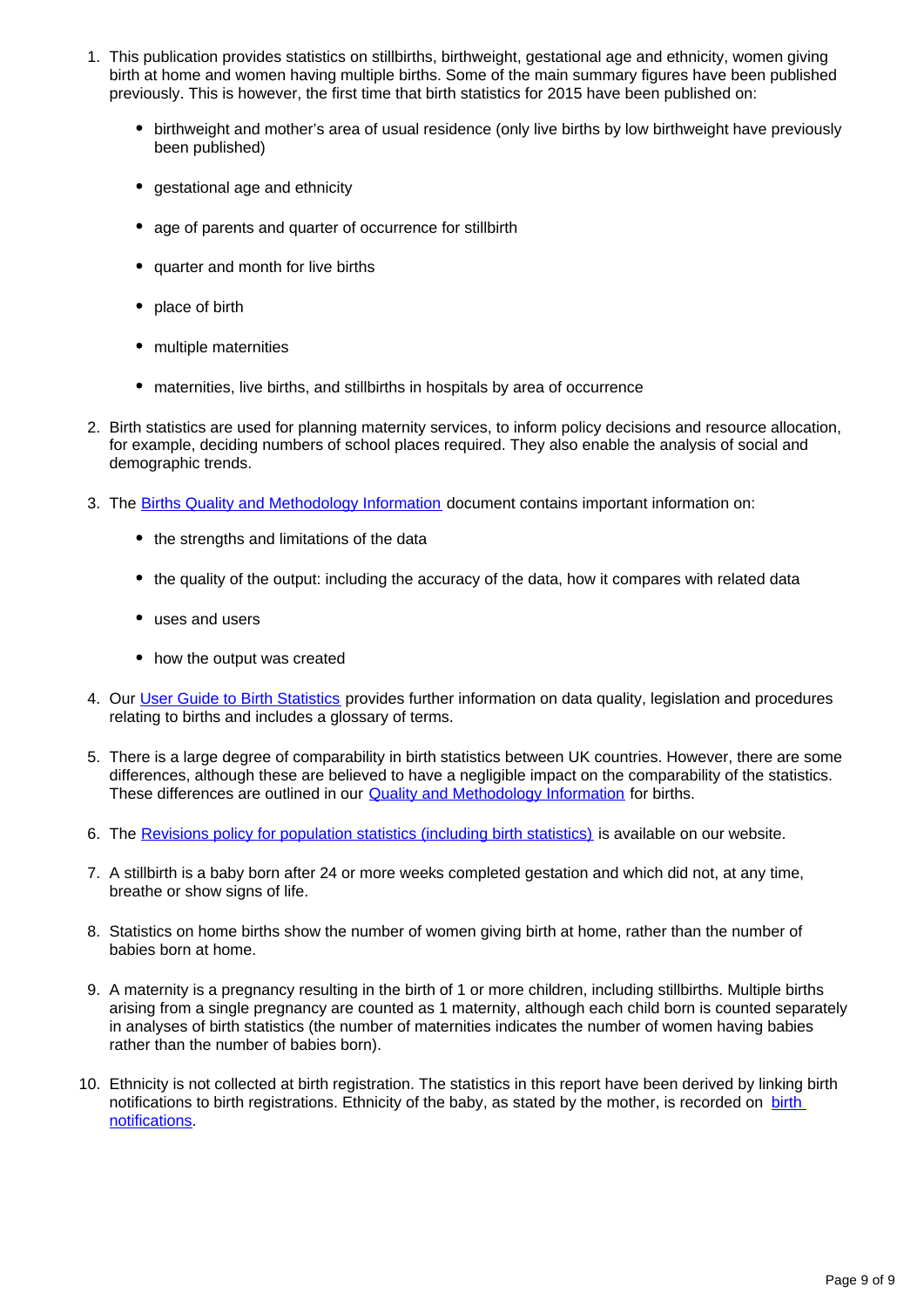1. This publication provides statistics on stillbirths, birthweight, gestational age and ethnicity, women giving birth at home and women having multiple births. Some of the main summary figures have been published previously. This is however, the first time that birth statistics for 2015 have been published on:

    - birthweight and mother's area of usual residence (only live births by low birthweight have previously been published)
    - gestational age and ethnicity
    - age of parents and quarter of occurrence for stillbirth
    - quarter and month for live births
    - place of birth
    - multiple maternities
    - maternities, live births, and stillbirths in hospitals by area of occurrence

2. Birth statistics are used for planning maternity services, to inform policy decisions and resource allocation, for example, deciding numbers of school places required. They also enable the analysis of social and demographic trends.

3. The [Births Quality and Methodology Information] document contains important information on:

    - the strengths and limitations of the data
    - the quality of the output: including the accuracy of the data, how it compares with related data
    - uses and users
    - how the output was created

4. Our [User Guide to Birth Statistics] provides further information on data quality, legislation and procedures relating to births and includes a glossary of terms.

5. There is a large degree of comparability in birth statistics between UK countries. However, there are some differences, although these are believed to have a negligible impact on the comparability of the statistics. These differences are outlined in our [Quality and Methodology Information] for births.

6. The [Revisions policy for population statistics (including birth statistics)] is available on our website.

7. A stillbirth is a baby born after 24 or more weeks completed gestation and which did not, at any time, breathe or show signs of life.

8. Statistics on home births show the number of women giving birth at home, rather than the number of babies born at home.

9. A maternity is a pregnancy resulting in the birth of 1 or more children, including stillbirths. Multiple births arising from a single pregnancy are counted as 1 maternity, although each child born is counted separately in analyses of birth statistics (the number of maternities indicates the number of women having babies rather than the number of babies born).

10. Ethnicity is not collected at birth registration. The statistics in this report have been derived by linking birth notifications to birth registrations. Ethnicity of the baby, as stated by the mother, is recorded on [birth notifications].